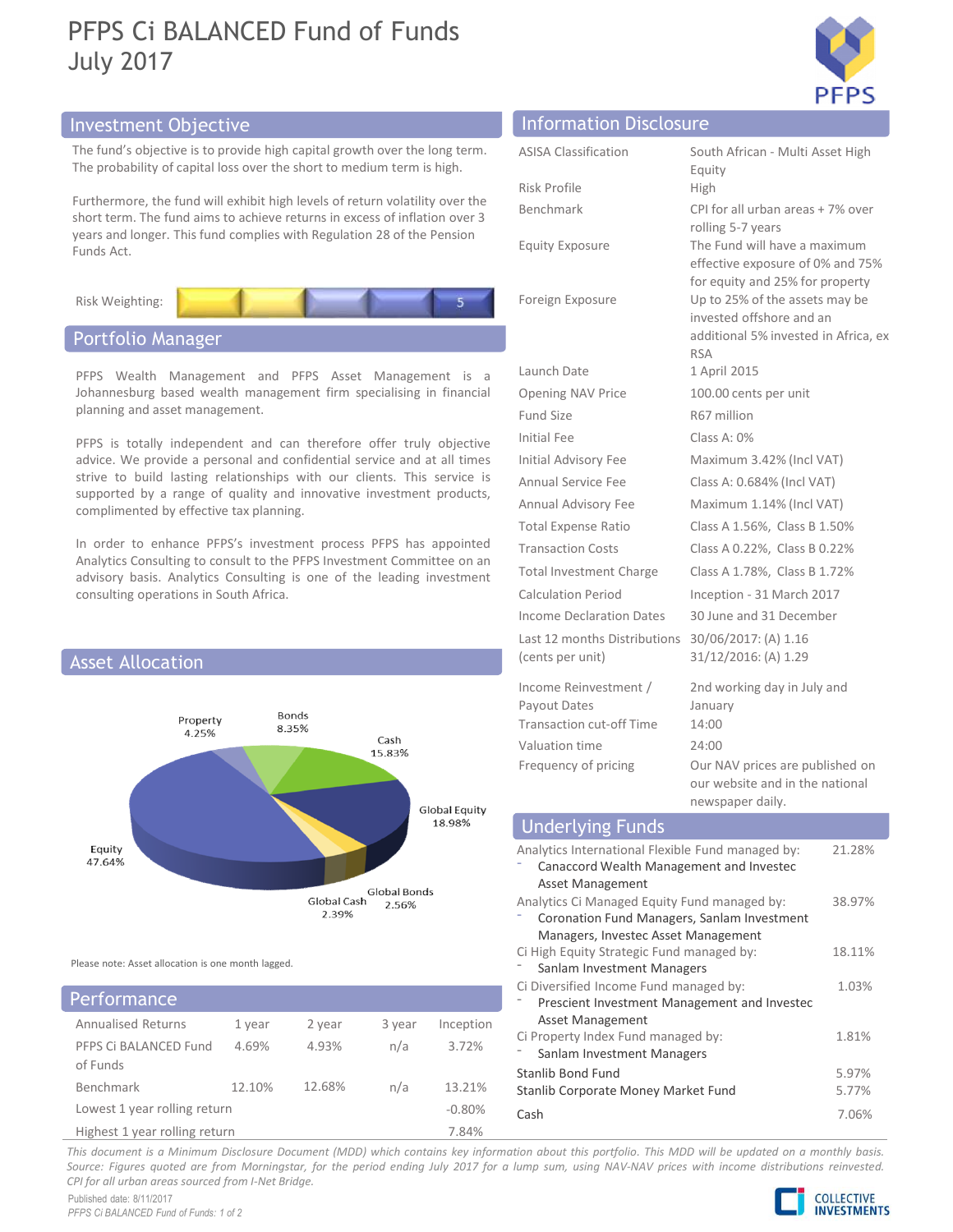# PFPS Ci BALANCED Fund of Funds
July 2017

## Investment Objective

The fund's objective is to provide high capital growth over the long term. The probability of capital loss over the short to medium term is high.

Furthermore, the fund will exhibit high levels of return volatility over the short term. The fund aims to achieve returns in excess of inflation over 3 years and longer. This fund complies with Regulation 28 of the Pension Funds Act.

Risk Weighting: 5

## Portfolio Manager

PFPS Wealth Management and PFPS Asset Management is a Johannesburg based wealth management firm specialising in financial planning and asset management.

PFPS is totally independent and can therefore offer truly objective advice. We provide a personal and confidential service and at all times strive to build lasting relationships with our clients. This service is supported by a range of quality and innovative investment products, complimented by effective tax planning.

In order to enhance PFPS's investment process PFPS has appointed Analytics Consulting to consult to the PFPS Investment Committee on an advisory basis. Analytics Consulting is one of the leading investment consulting operations in South Africa.

## Asset Allocation

| Asset | % |
|---|---|
| Equity | 47.64% |
| Global Equity | 18.98% |
| Cash | 15.83% |
| Bonds | 8.35% |
| Property | 4.25% |
| Global Bonds | 2.56% |
| Global Cash | 2.39% |

Please note: Asset allocation is one month lagged.

## Performance

| Annualised Returns | 1 year | 2 year | 3 year | Inception |
|---|---|---|---|---|
| PFPS Ci BALANCED Fund of Funds | 4.69% | 4.93% | n/a | 3.72% |
| Benchmark | 12.10% | 12.68% | n/a | 13.21% |
| Lowest 1 year rolling return | | | | -0.80% |
| Highest 1 year rolling return | | | | 7.84% |

## Information Disclosure

| | |
|---|---|
| ASISA Classification | South African - Multi Asset High Equity |
| Risk Profile | High |
| Benchmark | CPI for all urban areas + 7% over rolling 5-7 years |
| Equity Exposure | The Fund will have a maximum effective exposure of 0% and 75% for equity and 25% for property |
| Foreign Exposure | Up to 25% of the assets may be invested offshore and an additional 5% invested in Africa, ex RSA |
| Launch Date | 1 April 2015 |
| Opening NAV Price | 100.00 cents per unit |
| Fund Size | R67 million |
| Initial Fee | Class A: 0% |
| Initial Advisory Fee | Maximum 3.42% (Incl VAT) |
| Annual Service Fee | Class A: 0.684% (Incl VAT) |
| Annual Advisory Fee | Maximum 1.14% (Incl VAT) |
| Total Expense Ratio | Class A 1.56%, Class B 1.50% |
| Transaction Costs | Class A 0.22%, Class B 0.22% |
| Total Investment Charge | Class A 1.78%, Class B 1.72% |
| Calculation Period | Inception - 31 March 2017 |
| Income Declaration Dates | 30 June and 31 December |
| Last 12 months Distributions (cents per unit) | 30/06/2017: (A) 1.16<br>31/12/2016: (A) 1.29 |
| Income Reinvestment / Payout Dates | 2nd working day in July and January |
| Transaction cut-off Time | 14:00 |
| Valuation time | 24:00 |
| Frequency of pricing | Our NAV prices are published on our website and in the national newspaper daily. |

## Underlying Funds

| Fund | % |
|---|---|
| Analytics International Flexible Fund managed by:<br>- Canaccord Wealth Management and Investec Asset Management | 21.28% |
| Analytics Ci Managed Equity Fund managed by:<br>- Coronation Fund Managers, Sanlam Investment Managers, Investec Asset Management | 38.97% |
| Ci High Equity Strategic Fund managed by:<br>- Sanlam Investment Managers | 18.11% |
| Ci Diversified Income Fund managed by:<br>- Prescient Investment Management and Investec Asset Management | 1.03% |
| Ci Property Index Fund managed by:<br>- Sanlam Investment Managers | 1.81% |
| Stanlib Bond Fund | 5.97% |
| Stanlib Corporate Money Market Fund | 5.77% |
| Cash | 7.06% |

*This document is a Minimum Disclosure Document (MDD) which contains key information about this portfolio. This MDD will be updated on a monthly basis. Source: Figures quoted are from Morningstar, for the period ending July 2017 for a lump sum, using NAV-NAV prices with income distributions reinvested. CPI for all urban areas sourced from I-Net Bridge.*

Published date: 8/11/2017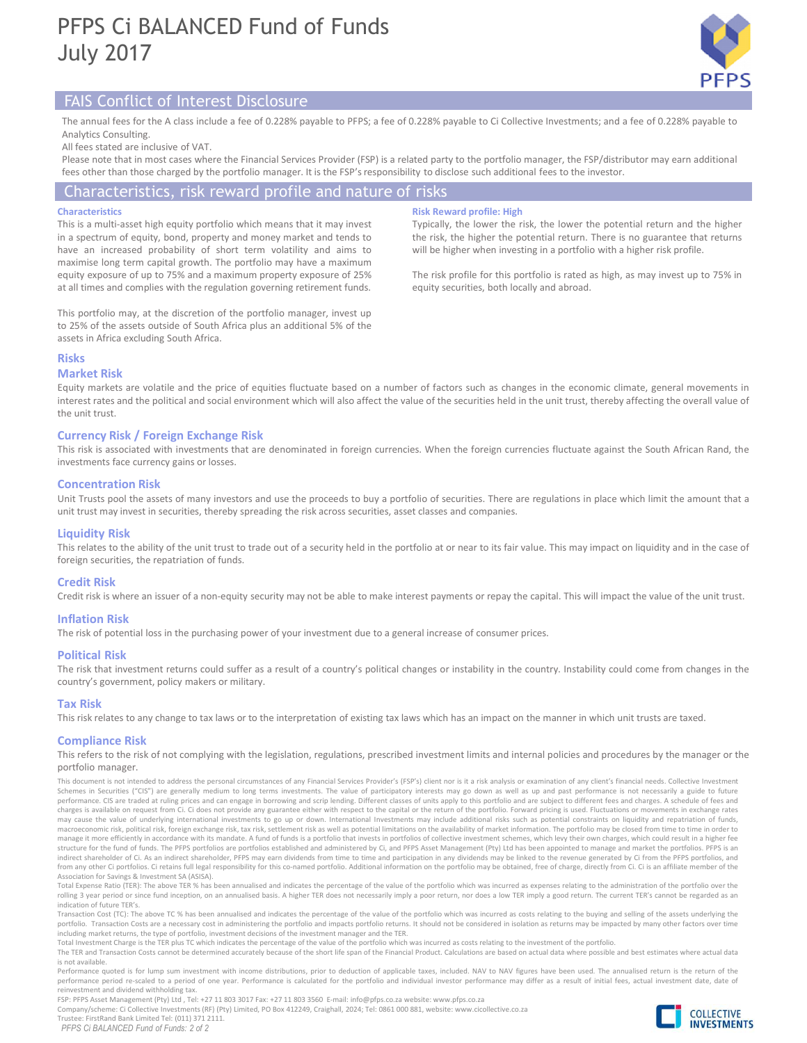# PFPS Ci BALANCED Fund of Funds
# July 2017

## FAIS Conflict of Interest Disclosure

The annual fees for the A class include a fee of 0.228% payable to PFPS; a fee of 0.228% payable to Ci Collective Investments; and a fee of 0.228% payable to Analytics Consulting.

All fees stated are inclusive of VAT.

Please note that in most cases where the Financial Services Provider (FSP) is a related party to the portfolio manager, the FSP/distributor may earn additional fees other than those charged by the portfolio manager. It is the FSP's responsibility to disclose such additional fees to the investor.

## Characteristics, risk reward profile and nature of risks

### Characteristics

This is a multi-asset high equity portfolio which means that it may invest in a spectrum of equity, bond, property and money market and tends to have an increased probability of short term volatility and aims to maximise long term capital growth. The portfolio may have a maximum equity exposure of up to 75% and a maximum property exposure of 25% at all times and complies with the regulation governing retirement funds.

This portfolio may, at the discretion of the portfolio manager, invest up to 25% of the assets outside of South Africa plus an additional 5% of the assets in Africa excluding South Africa.

### Risk Reward profile: High

Typically, the lower the risk, the lower the potential return and the higher the risk, the higher the potential return. There is no guarantee that returns will be higher when investing in a portfolio with a higher risk profile.

The risk profile for this portfolio is rated as high, as may invest up to 75% in equity securities, both locally and abroad.

### Risks

#### Market Risk

Equity markets are volatile and the price of equities fluctuate based on a number of factors such as changes in the economic climate, general movements in interest rates and the political and social environment which will also affect the value of the securities held in the unit trust, thereby affecting the overall value of the unit trust.

#### Currency Risk / Foreign Exchange Risk

This risk is associated with investments that are denominated in foreign currencies. When the foreign currencies fluctuate against the South African Rand, the investments face currency gains or losses.

#### Concentration Risk

Unit Trusts pool the assets of many investors and use the proceeds to buy a portfolio of securities. There are regulations in place which limit the amount that a unit trust may invest in securities, thereby spreading the risk across securities, asset classes and companies.

#### Liquidity Risk

This relates to the ability of the unit trust to trade out of a security held in the portfolio at or near to its fair value. This may impact on liquidity and in the case of foreign securities, the repatriation of funds.

#### Credit Risk

Credit risk is where an issuer of a non-equity security may not be able to make interest payments or repay the capital. This will impact the value of the unit trust.

#### Inflation Risk

The risk of potential loss in the purchasing power of your investment due to a general increase of consumer prices.

#### Political Risk

The risk that investment returns could suffer as a result of a country's political changes or instability in the country. Instability could come from changes in the country's government, policy makers or military.

#### Tax Risk

This risk relates to any change to tax laws or to the interpretation of existing tax laws which has an impact on the manner in which unit trusts are taxed.

#### Compliance Risk

This refers to the risk of not complying with the legislation, regulations, prescribed investment limits and internal policies and procedures by the manager or the portfolio manager.

This document is not intended to address the personal circumstances of any Financial Services Provider's (FSP's) client nor is it a risk analysis or examination of any client's financial needs. Collective Investment Schemes in Securities ("CIS") are generally medium to long terms investments. The value of participatory interests may go down as well as up and past performance is not necessarily a guide to future performance. CIS are traded at ruling prices and can engage in borrowing and scrip lending. Different classes of units apply to this portfolio and are subject to different fees and charges. A schedule of fees and charges is available on request from Ci. Ci does not provide any guarantee either with respect to the capital or the return of the portfolio. Forward pricing is used. Fluctuations or movements in exchange rates may cause the value of underlying international investments to go up or down. International Investments may include additional risks such as potential constraints on liquidity and repatriation of funds, macroeconomic risk, political risk, foreign exchange risk, tax risk, settlement risk as well as potential limitations on the availability of market information. The portfolio may be closed from time to time in order to manage it more efficiently in accordance with its mandate. A fund of funds is a portfolio that invests in portfolios of collective investment schemes, which levy their own charges, which could result in a higher fee structure for the fund of funds. The PFPS portfolios are portfolios established and administered by Ci, and PFPS Asset Management (Pty) Ltd has been appointed to manage and market the portfolios. PFPS is an indirect shareholder of Ci. As an indirect shareholder, PFPS may earn dividends from time to time and participation in any dividends may be linked to the revenue generated by Ci from the PFPS portfolios, and from any other Ci portfolios. Ci retains full legal responsibility for this co-named portfolio. Additional information on the portfolio may be obtained, free of charge, directly from Ci. Ci is an affiliate member of the Association for Savings & Investment SA (ASISA).

Total Expense Ratio (TER): The above TER % has been annualised and indicates the percentage of the value of the portfolio which was incurred as expenses relating to the administration of the portfolio over the rolling 3 year period or since fund inception, on an annualised basis. A higher TER does not necessarily imply a poor return, nor does a low TER imply a good return. The current TER's cannot be regarded as an indication of future TER's.

Transaction Cost (TC): The above TC % has been annualised and indicates the percentage of the value of the portfolio which was incurred as costs relating to the buying and selling of the assets underlying the portfolio. Transaction Costs are a necessary cost in administering the portfolio and impacts portfolio returns. It should not be considered in isolation as returns may be impacted by many other factors over time including market returns, the type of portfolio, investment decisions of the investment manager and the TER.

Total Investment Charge is the TER plus TC which indicates the percentage of the value of the portfolio which was incurred as costs relating to the investment of the portfolio.

The TER and Transaction Costs cannot be determined accurately because of the short life span of the Financial Product. Calculations are based on actual data where possible and best estimates where actual data is not available.

Performance quoted is for lump sum investment with income distributions, prior to deduction of applicable taxes, included. NAV to NAV figures have been used. The annualised return is the return of the performance period re-scaled to a period of one year. Performance is calculated for the portfolio and individual investor performance may differ as a result of initial fees, actual investment date, date of reinvestment and dividend withholding tax.

FSP: PFPS Asset Management (Pty) Ltd , Tel: +27 11 803 3017 Fax: +27 11 803 3560 E-mail: info@pfps.co.za website: www.pfps.co.za

Company/scheme: Ci Collective Investments (RF) (Pty) Limited, PO Box 412249, Craighall, 2024; Tel: 0861 000 881, website: www.cicollective.co.za

Trustee: FirstRand Bank Limited Tel: (011) 371 2111.